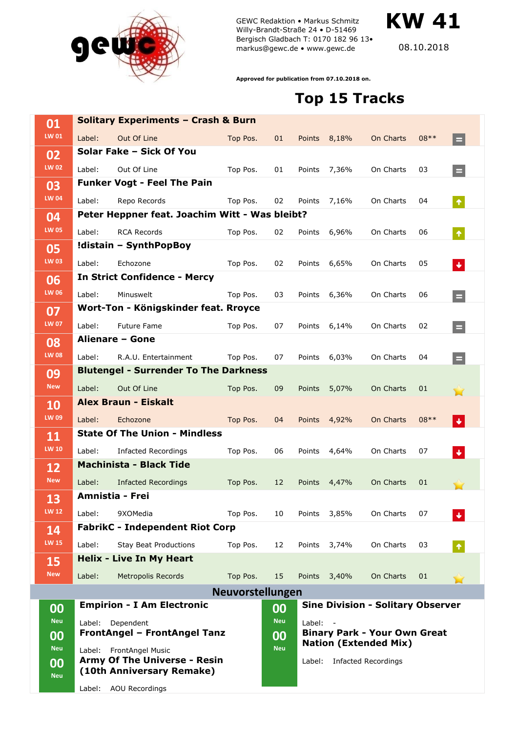GEWC Redaktion • Markus Schmitz
Willy-Brandt-Straße 24 • D-51469
Bergisch Gladbach T: 0170 182 96 13•
markus@gewc.de • www.gewc.de

# KW 41

08.10.2018

**Approved for publication from 07.10.2018 on.**

## Top 15 Tracks

| Pos. | LW | Track | Label | Top Pos. | Points | On Charts | Trend |
|---|---|---|---|---|---|---|---|
| 01 | LW 01 | **Solitary Experiments – Crash & Burn** | Out Of Line | 01 | 8,18% | 08** | = |
| 02 | LW 02 | **Solar Fake – Sick Of You** | Out Of Line | 01 | 7,36% | 03 | = |
| 03 | LW 04 | **Funker Vogt - Feel The Pain** | Repo Records | 02 | 7,16% | 04 | ↑ |
| 04 | LW 05 | **Peter Heppner feat. Joachim Witt - Was bleibt?** | RCA Records | 02 | 6,96% | 06 | ↑ |
| 05 | LW 03 | **!distain – SynthPopBoy** | Echozone | 02 | 6,65% | 05 | ↓ |
| 06 | LW 06 | **In Strict Confidence - Mercy** | Minuswelt | 03 | 6,36% | 06 | = |
| 07 | LW 07 | **Wort-Ton - Königskinder feat. Rroyce** | Future Fame | 07 | 6,14% | 02 | = |
| 08 | LW 08 | **Alienare – Gone** | R.A.U. Entertainment | 07 | 6,03% | 04 | = |
| 09 | New | **Blutengel - Surrender To The Darkness** | Out Of Line | 09 | 5,07% | 01 | ★ |
| 10 | LW 09 | **Alex Braun - Eiskalt** | Echozone | 04 | 4,92% | 08** | ↓ |
| 11 | LW 10 | **State Of The Union - Mindless** | Infacted Recordings | 06 | 4,64% | 07 | ↓ |
| 12 | New | **Machinista - Black Tide** | Infacted Recordings | 12 | 4,47% | 01 | ★ |
| 13 | LW 12 | **Amnistia - Frei** | 9XOMedia | 10 | 3,85% | 07 | ↓ |
| 14 | LW 15 | **FabrikC - Independent Riot Corp** | Stay Beat Productions | 12 | 3,74% | 03 | ↑ |
| 15 | New | **Helix - Live In My Heart** | Metropolis Records | 15 | 3,40% | 01 | ★ |

## Neuvorstellungen

| Pos. | Track | Label |
|---|---|---|
| 00 Neu | **Empirion - I Am Electronic** | Dependent |
| 00 Neu | **FrontAngel – FrontAngel Tanz** | FrontAngel Music |
| 00 Neu | **Army Of The Universe - Resin (10th Anniversary Remake)** | AOU Recordings |
| 00 Neu | **Sine Division - Solitary Observer** | - |
| 00 Neu | **Binary Park - Your Own Great Nation (Extended Mix)** | Infacted Recordings |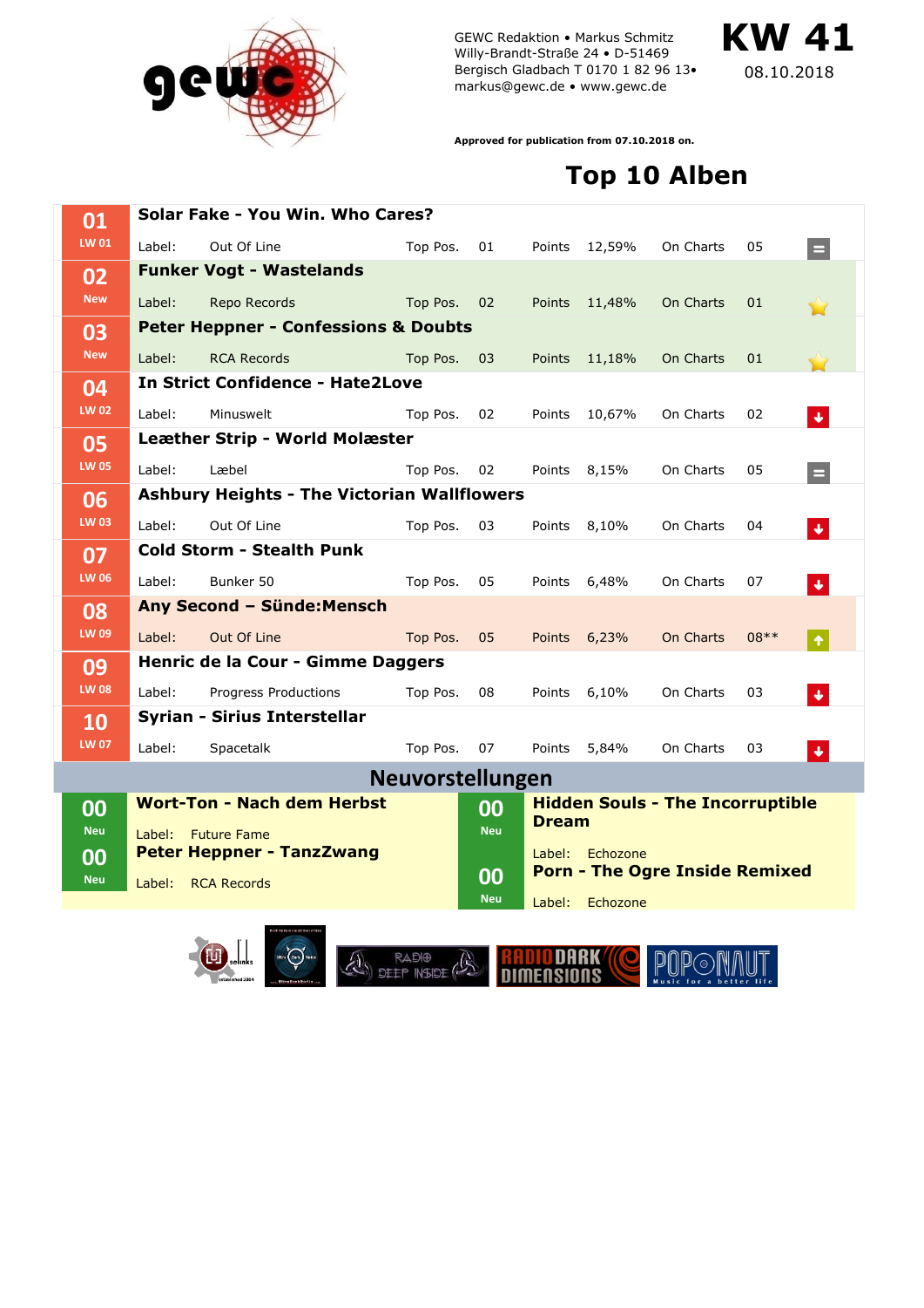GEWC Redaktion • Markus Schmitz
Willy-Brandt-Straße 24 • D-51469
Bergisch Gladbach T 0170 1 82 96 13•
markus@gewc.de • www.gewc.de

# KW 41

08.10.2018

**Approved for publication from 07.10.2018 on.**

## Top 10 Alben

| Pos. | LW | Artist - Album | Label | Top Pos. | Points | On Charts |
|---|---|---|---|---|---|---|
| 01 | LW 01 | **Solar Fake - You Win. Who Cares?** | Out Of Line | 01 | 12,59% | 05 |
| 02 | New | **Funker Vogt - Wastelands** | Repo Records | 02 | 11,48% | 01 |
| 03 | New | **Peter Heppner - Confessions & Doubts** | RCA Records | 03 | 11,18% | 01 |
| 04 | LW 02 | **In Strict Confidence - Hate2Love** | Minuswelt | 02 | 10,67% | 02 |
| 05 | LW 05 | **Leæther Strip - World Molæster** | Læbel | 02 | 8,15% | 05 |
| 06 | LW 03 | **Ashbury Heights - The Victorian Wallflowers** | Out Of Line | 03 | 8,10% | 04 |
| 07 | LW 06 | **Cold Storm - Stealth Punk** | Bunker 50 | 05 | 6,48% | 07 |
| 08 | LW 09 | **Any Second – Sünde:Mensch** | Out Of Line | 05 | 6,23% | 08** |
| 09 | LW 08 | **Henric de la Cour - Gimme Daggers** | Progress Productions | 08 | 6,10% | 03 |
| 10 | LW 07 | **Syrian - Sirius Interstellar** | Spacetalk | 07 | 5,84% | 03 |

## Neuvorstellungen

| Pos. | | Artist - Album | Label |
|---|---|---|---|
| 00 | Neu | **Wort-Ton - Nach dem Herbst** | Future Fame |
| 00 | Neu | **Peter Heppner - TanzZwang** | RCA Records |
| 00 | Neu | **Hidden Souls - The Incorruptible Dream** | Echozone |
| 00 | Neu | **Porn - The Ogre Inside Remixed** | Echozone |